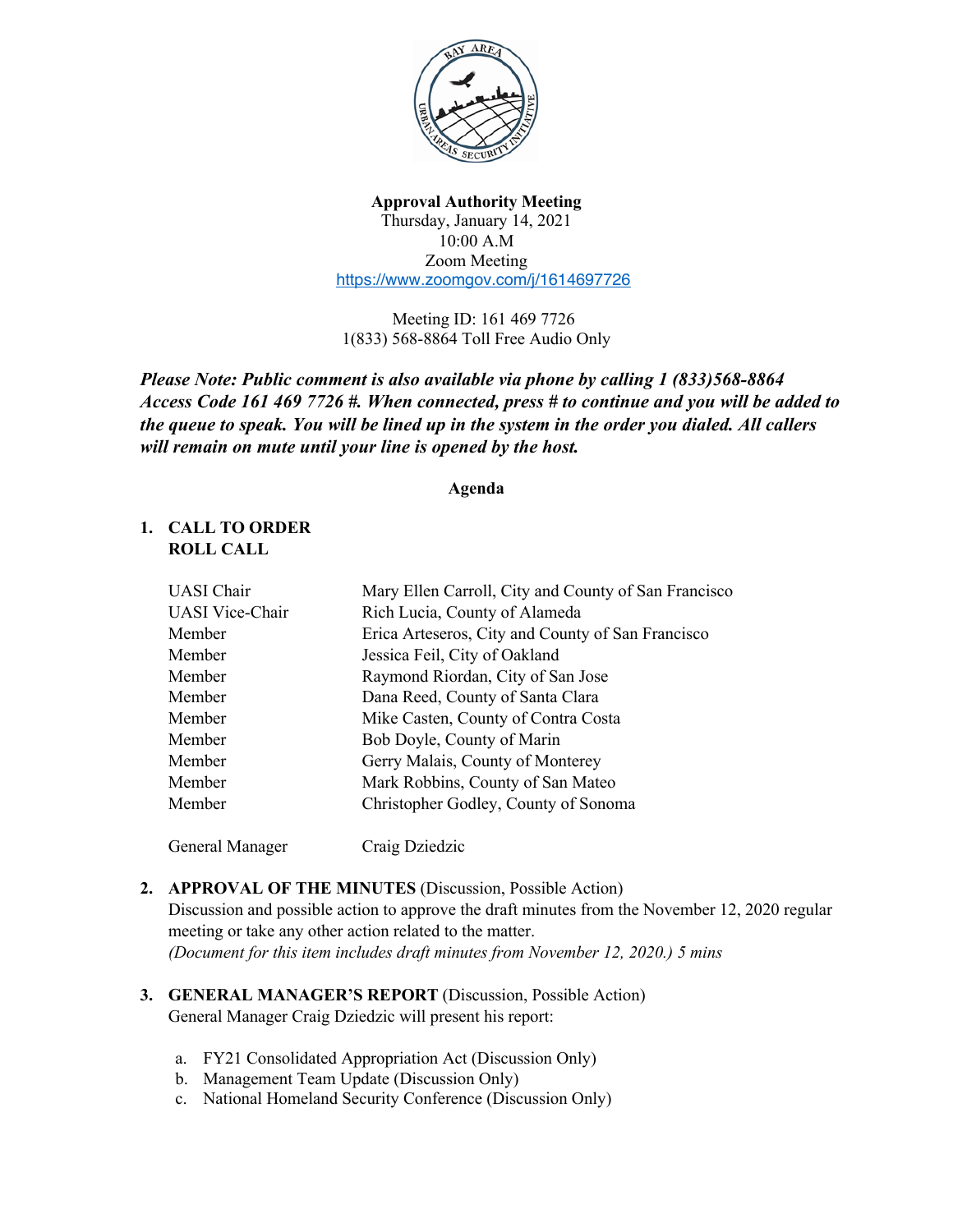**Approval Authority Meeting**
Thursday, January 14, 2021
10:00 A.M
Zoom Meeting
https://www.zoomgov.com/j/1614697726

Meeting ID: 161 469 7726
1(833) 568-8864 Toll Free Audio Only

***Please Note: Public comment is also available via phone by calling 1 (833)568-8864 Access Code 161 469 7726 #. When connected, press # to continue and you will be added to the queue to speak. You will be lined up in the system in the order you dialed. All callers will remain on mute until your line is opened by the host.***

**Agenda**

**1. CALL TO ORDER**
**ROLL CALL**

| | |
|---|---|
| UASI Chair | Mary Ellen Carroll, City and County of San Francisco |
| UASI Vice-Chair | Rich Lucia, County of Alameda |
| Member | Erica Arteseros, City and County of San Francisco |
| Member | Jessica Feil, City of Oakland |
| Member | Raymond Riordan, City of San Jose |
| Member | Dana Reed, County of Santa Clara |
| Member | Mike Casten, County of Contra Costa |
| Member | Bob Doyle, County of Marin |
| Member | Gerry Malais, County of Monterey |
| Member | Mark Robbins, County of San Mateo |
| Member | Christopher Godley, County of Sonoma |
| General Manager | Craig Dziedzic |

**2. APPROVAL OF THE MINUTES** (Discussion, Possible Action)
Discussion and possible action to approve the draft minutes from the November 12, 2020 regular meeting or take any other action related to the matter.
*(Document for this item includes draft minutes from November 12, 2020.) 5 mins*

**3. GENERAL MANAGER'S REPORT** (Discussion, Possible Action)
General Manager Craig Dziedzic will present his report:

a. FY21 Consolidated Appropriation Act (Discussion Only)
b. Management Team Update (Discussion Only)
c. National Homeland Security Conference (Discussion Only)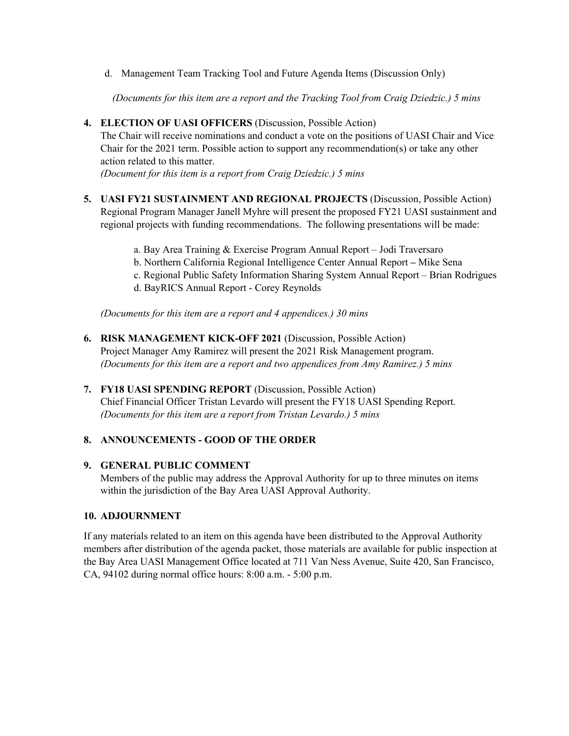d. Management Team Tracking Tool and Future Agenda Items (Discussion Only)

*(Documents for this item are a report and the Tracking Tool from Craig Dziedzic.) 5 mins*

4. **ELECTION OF UASI OFFICERS** (Discussion, Possible Action)
   The Chair will receive nominations and conduct a vote on the positions of UASI Chair and Vice Chair for the 2021 term. Possible action to support any recommendation(s) or take any other action related to this matter.
   *(Document for this item is a report from Craig Dziedzic.) 5 mins*

5. **UASI FY21 SUSTAINMENT AND REGIONAL PROJECTS** (Discussion, Possible Action)
   Regional Program Manager Janell Myhre will present the proposed FY21 UASI sustainment and regional projects with funding recommendations. The following presentations will be made:

   a. Bay Area Training & Exercise Program Annual Report – Jodi Traversaro
   b. Northern California Regional Intelligence Center Annual Report **–** Mike Sena
   c. Regional Public Safety Information Sharing System Annual Report – Brian Rodrigues
   d. BayRICS Annual Report - Corey Reynolds

   *(Documents for this item are a report and 4 appendices.) 30 mins*

6. **RISK MANAGEMENT KICK-OFF 2021** (Discussion, Possible Action)
   Project Manager Amy Ramirez will present the 2021 Risk Management program.
   *(Documents for this item are a report and two appendices from Amy Ramirez.) 5 mins*

7. **FY18 UASI SPENDING REPORT** (Discussion, Possible Action)
   Chief Financial Officer Tristan Levardo will present the FY18 UASI Spending Report.
   *(Documents for this item are a report from Tristan Levardo.) 5 mins*

8. **ANNOUNCEMENTS - GOOD OF THE ORDER**

9. **GENERAL PUBLIC COMMENT**
   Members of the public may address the Approval Authority for up to three minutes on items within the jurisdiction of the Bay Area UASI Approval Authority.

10. **ADJOURNMENT**

If any materials related to an item on this agenda have been distributed to the Approval Authority members after distribution of the agenda packet, those materials are available for public inspection at the Bay Area UASI Management Office located at 711 Van Ness Avenue, Suite 420, San Francisco, CA, 94102 during normal office hours: 8:00 a.m. - 5:00 p.m.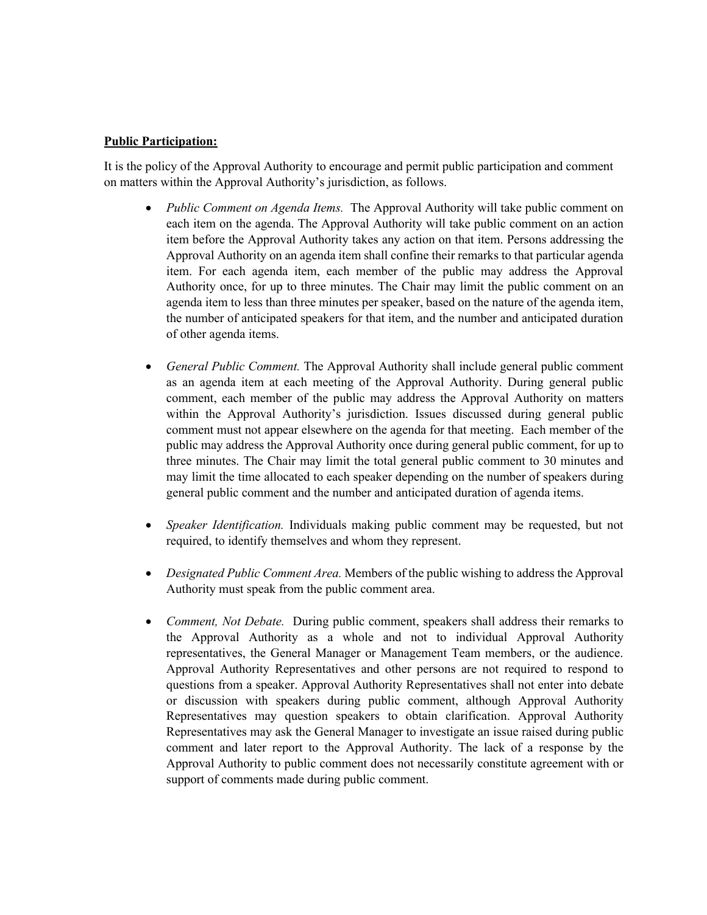**Public Participation:**

It is the policy of the Approval Authority to encourage and permit public participation and comment on matters within the Approval Authority's jurisdiction, as follows.

- *Public Comment on Agenda Items.* The Approval Authority will take public comment on each item on the agenda. The Approval Authority will take public comment on an action item before the Approval Authority takes any action on that item. Persons addressing the Approval Authority on an agenda item shall confine their remarks to that particular agenda item. For each agenda item, each member of the public may address the Approval Authority once, for up to three minutes. The Chair may limit the public comment on an agenda item to less than three minutes per speaker, based on the nature of the agenda item, the number of anticipated speakers for that item, and the number and anticipated duration of other agenda items.

- *General Public Comment.* The Approval Authority shall include general public comment as an agenda item at each meeting of the Approval Authority. During general public comment, each member of the public may address the Approval Authority on matters within the Approval Authority's jurisdiction. Issues discussed during general public comment must not appear elsewhere on the agenda for that meeting. Each member of the public may address the Approval Authority once during general public comment, for up to three minutes. The Chair may limit the total general public comment to 30 minutes and may limit the time allocated to each speaker depending on the number of speakers during general public comment and the number and anticipated duration of agenda items.

- *Speaker Identification.* Individuals making public comment may be requested, but not required, to identify themselves and whom they represent.

- *Designated Public Comment Area.* Members of the public wishing to address the Approval Authority must speak from the public comment area.

- *Comment, Not Debate.* During public comment, speakers shall address their remarks to the Approval Authority as a whole and not to individual Approval Authority representatives, the General Manager or Management Team members, or the audience. Approval Authority Representatives and other persons are not required to respond to questions from a speaker. Approval Authority Representatives shall not enter into debate or discussion with speakers during public comment, although Approval Authority Representatives may question speakers to obtain clarification. Approval Authority Representatives may ask the General Manager to investigate an issue raised during public comment and later report to the Approval Authority. The lack of a response by the Approval Authority to public comment does not necessarily constitute agreement with or support of comments made during public comment.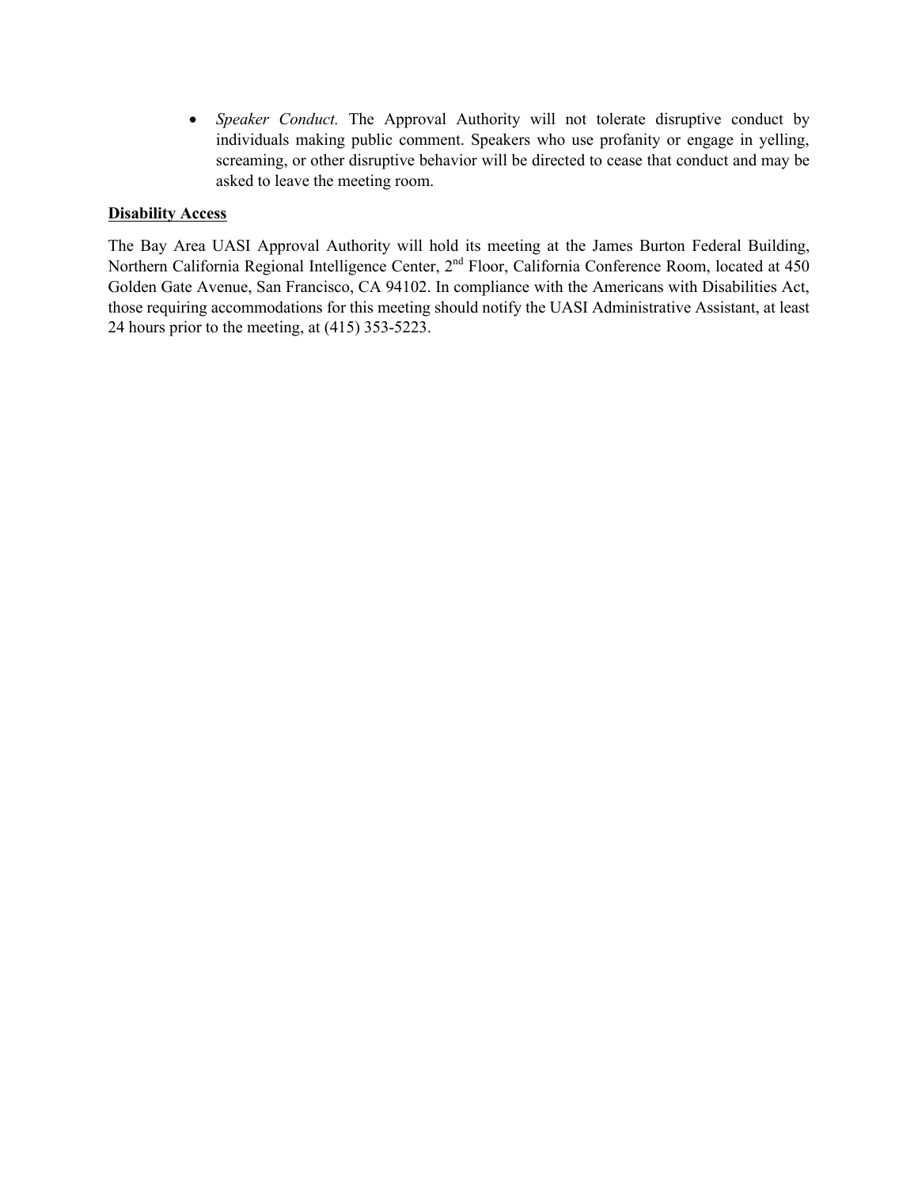- *Speaker Conduct.* The Approval Authority will not tolerate disruptive conduct by individuals making public comment. Speakers who use profanity or engage in yelling, screaming, or other disruptive behavior will be directed to cease that conduct and may be asked to leave the meeting room.

**Disability Access**

The Bay Area UASI Approval Authority will hold its meeting at the James Burton Federal Building, Northern California Regional Intelligence Center, 2nd Floor, California Conference Room, located at 450 Golden Gate Avenue, San Francisco, CA 94102. In compliance with the Americans with Disabilities Act, those requiring accommodations for this meeting should notify the UASI Administrative Assistant, at least 24 hours prior to the meeting, at (415) 353-5223.